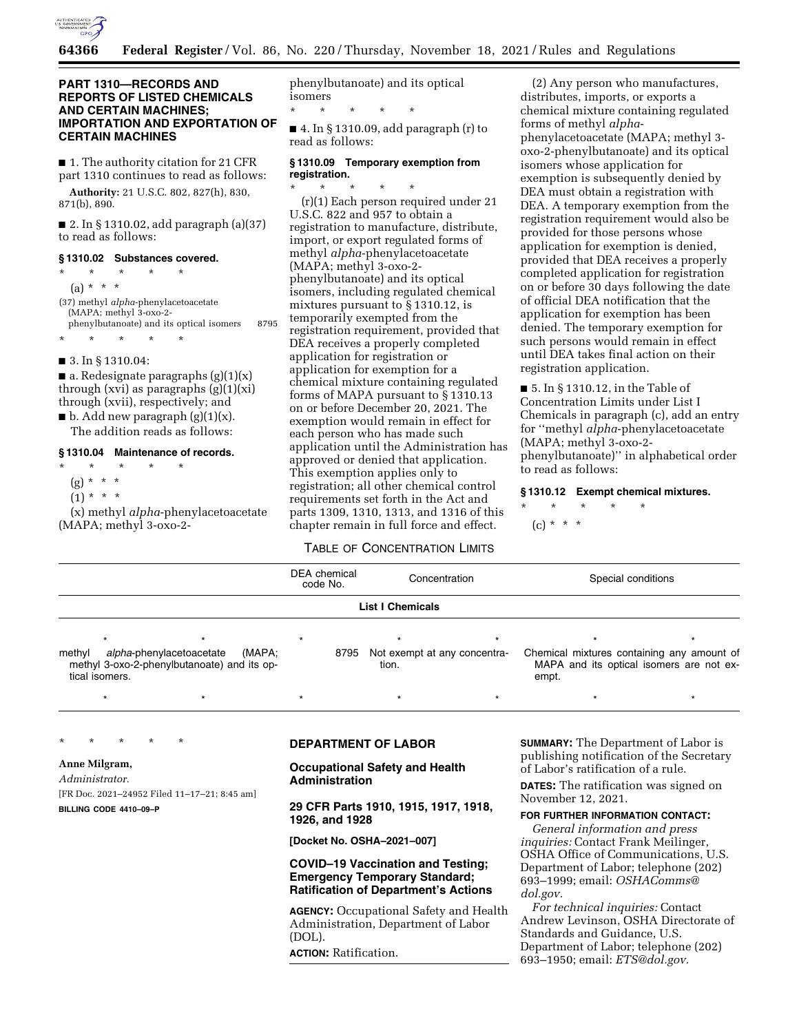## PART 1310—RECORDS AND REPORTS OF LISTED CHEMICALS AND CERTAIN MACHINES; IMPORTATION AND EXPORTATION OF CERTAIN MACHINES

■ 1. The authority citation for 21 CFR part 1310 continues to read as follows:

**Authority:** 21 U.S.C. 802, 827(h), 830, 871(b), 890.

■ 2. In § 1310.02, add paragraph (a)(37) to read as follows:

### § 1310.02 Substances covered.

\* \* \* \* \*

(a) \* \* \*

(37) methyl *alpha*-phenylacetoacetate (MAPA; methyl 3-oxo-2-phenylbutanoate) and its optical isomers 8795

\* \* \* \* \*

■ 3. In § 1310.04:

■ a. Redesignate paragraphs (g)(1)(x) through (xvi) as paragraphs (g)(1)(xi) through (xvii), respectively; and

■ b. Add new paragraph (g)(1)(x).

The addition reads as follows:

### § 1310.04 Maintenance of records.

\* \* \* \* \*

(g) \* \* \*

(1) \* \* \*

(x) methyl *alpha*-phenylacetoacetate (MAPA; methyl 3-oxo-2-phenylbutanoate) and its optical isomers

\* \* \* \* \*

■ 4. In § 1310.09, add paragraph (r) to read as follows:

### § 1310.09 Temporary exemption from registration.

\* \* \* \* \*

(r)(1) Each person required under 21 U.S.C. 822 and 957 to obtain a registration to manufacture, distribute, import, or export regulated forms of methyl *alpha*-phenylacetoacetate (MAPA; methyl 3-oxo-2-phenylbutanoate) and its optical isomers, including regulated chemical mixtures pursuant to § 1310.12, is temporarily exempted from the registration requirement, provided that DEA receives a properly completed application for registration or application for exemption for a chemical mixture containing regulated forms of MAPA pursuant to § 1310.13 on or before December 20, 2021. The exemption would remain in effect for each person who has made such application until the Administration has approved or denied that application. This exemption applies only to registration; all other chemical control requirements set forth in the Act and parts 1309, 1310, 1313, and 1316 of this chapter remain in full force and effect.

(2) Any person who manufactures, distributes, imports, or exports a chemical mixture containing regulated forms of methyl *alpha*-phenylacetoacetate (MAPA; methyl 3-oxo-2-phenylbutanoate) and its optical isomers whose application for exemption is subsequently denied by DEA must obtain a registration with DEA. A temporary exemption from the registration requirement would also be provided for those persons whose application for exemption is denied, provided that DEA receives a properly completed application for registration on or before 30 days following the date of official DEA notification that the application for exemption has been denied. The temporary exemption for such persons would remain in effect until DEA takes final action on their registration application.

■ 5. In § 1310.12, in the Table of Concentration Limits under List I Chemicals in paragraph (c), add an entry for "methyl *alpha*-phenylacetoacetate (MAPA; methyl 3-oxo-2-phenylbutanoate)" in alphabetical order to read as follows:

### § 1310.12 Exempt chemical mixtures.

\* \* \* \* \*

(c) \* \* \*

TABLE OF CONCENTRATION LIMITS

| | DEA chemical code No. | Concentration | Special conditions |
|---|---|---|---|
| **List I Chemicals** | | | |
| \* \* | \* | \* \* | \* \* |
| methyl *alpha*-phenylacetoacetate (MAPA; methyl 3-oxo-2-phenylbutanoate) and its optical isomers. | 8795 | Not exempt at any concentration. | Chemical mixtures containing any amount of MAPA and its optical isomers are not exempt. |
| \* \* | \* | \* \* | \* \* |

\* \* \* \* \*

**Anne Milgram,**

*Administrator.*

[FR Doc. 2021–24952 Filed 11–17–21; 8:45 am]

**BILLING CODE 4410–09–P**

## DEPARTMENT OF LABOR

### Occupational Safety and Health Administration

### 29 CFR Parts 1910, 1915, 1917, 1918, 1926, and 1928

**[Docket No. OSHA–2021–007]**

### COVID–19 Vaccination and Testing; Emergency Temporary Standard; Ratification of Department's Actions

**AGENCY:** Occupational Safety and Health Administration, Department of Labor (DOL).

**ACTION:** Ratification.

**SUMMARY:** The Department of Labor is publishing notification of the Secretary of Labor's ratification of a rule.

**DATES:** The ratification was signed on November 12, 2021.

**FOR FURTHER INFORMATION CONTACT:**

*General information and press inquiries:* Contact Frank Meilinger, OSHA Office of Communications, U.S. Department of Labor; telephone (202) 693–1999; email: *OSHAComms@dol.gov.*

*For technical inquiries:* Contact Andrew Levinson, OSHA Directorate of Standards and Guidance, U.S. Department of Labor; telephone (202) 693–1950; email: *ETS@dol.gov.*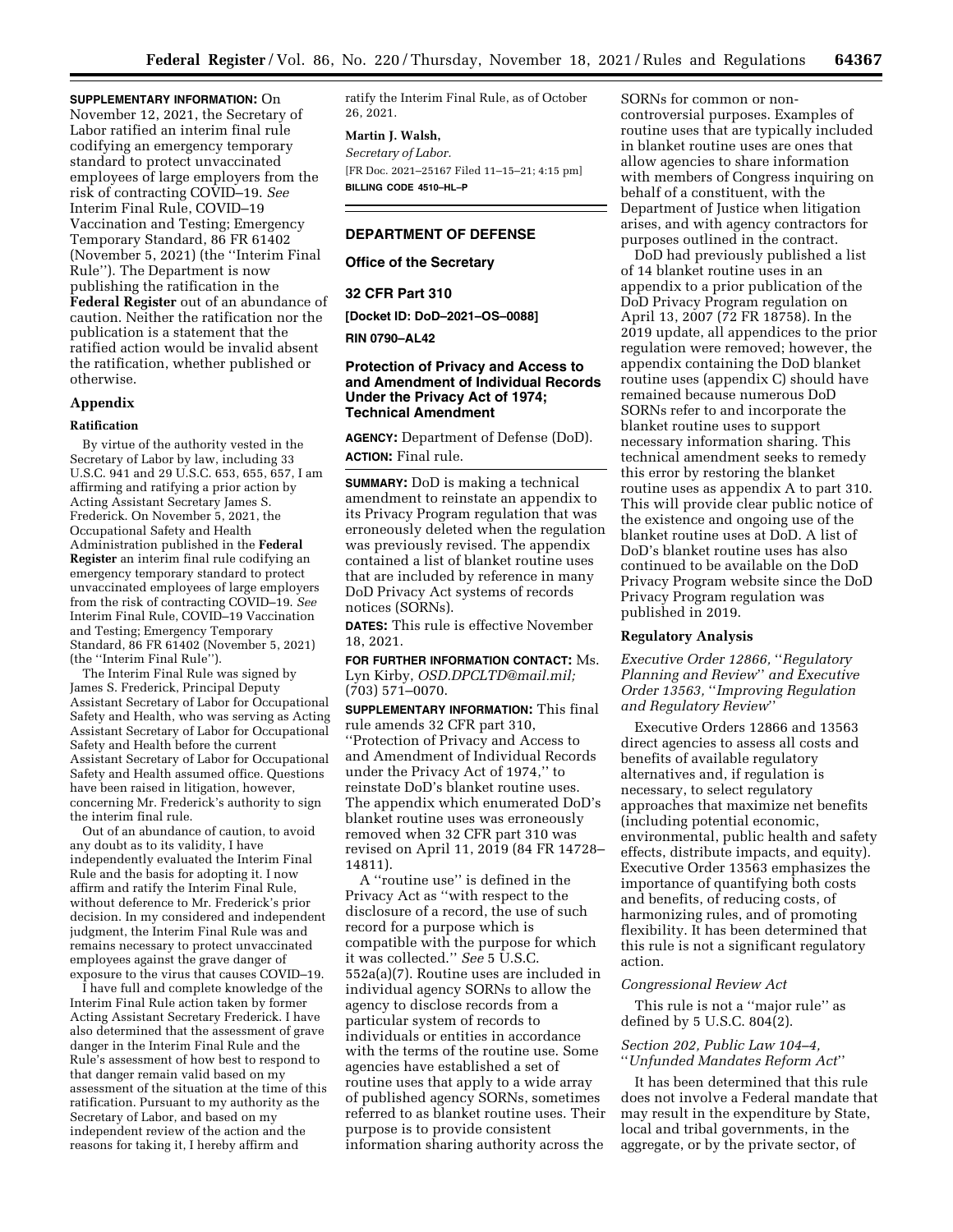**SUPPLEMENTARY INFORMATION:** On November 12, 2021, the Secretary of Labor ratified an interim final rule codifying an emergency temporary standard to protect unvaccinated employees of large employers from the risk of contracting COVID–19. *See* Interim Final Rule, COVID–19 Vaccination and Testing; Emergency Temporary Standard, 86 FR 61402 (November 5, 2021) (the ''Interim Final Rule''). The Department is now publishing the ratification in the **Federal Register** out of an abundance of caution. Neither the ratification nor the publication is a statement that the ratified action would be invalid absent the ratification, whether published or otherwise.

## Appendix

### Ratification

By virtue of the authority vested in the Secretary of Labor by law, including 33 U.S.C. 941 and 29 U.S.C. 653, 655, 657, I am affirming and ratifying a prior action by Acting Assistant Secretary James S. Frederick. On November 5, 2021, the Occupational Safety and Health Administration published in the **Federal Register** an interim final rule codifying an emergency temporary standard to protect unvaccinated employees of large employers from the risk of contracting COVID–19. *See* Interim Final Rule, COVID–19 Vaccination and Testing; Emergency Temporary Standard, 86 FR 61402 (November 5, 2021) (the ''Interim Final Rule'').

The Interim Final Rule was signed by James S. Frederick, Principal Deputy Assistant Secretary of Labor for Occupational Safety and Health, who was serving as Acting Assistant Secretary of Labor for Occupational Safety and Health before the current Assistant Secretary of Labor for Occupational Safety and Health assumed office. Questions have been raised in litigation, however, concerning Mr. Frederick's authority to sign the interim final rule.

Out of an abundance of caution, to avoid any doubt as to its validity, I have independently evaluated the Interim Final Rule and the basis for adopting it. I now affirm and ratify the Interim Final Rule, without deference to Mr. Frederick's prior decision. In my considered and independent judgment, the Interim Final Rule was and remains necessary to protect unvaccinated employees against the grave danger of exposure to the virus that causes COVID–19.

I have full and complete knowledge of the Interim Final Rule action taken by former Acting Assistant Secretary Frederick. I have also determined that the assessment of grave danger in the Interim Final Rule and the Rule's assessment of how best to respond to that danger remain valid based on my assessment of the situation at the time of this ratification. Pursuant to my authority as the Secretary of Labor, and based on my independent review of the action and the reasons for taking it, I hereby affirm and ratify the Interim Final Rule, as of October 26, 2021.

**Martin J. Walsh,**

*Secretary of Labor.*

[FR Doc. 2021–25167 Filed 11–15–21; 4:15 pm]

**BILLING CODE 4510–HL–P**

---

# DEPARTMENT OF DEFENSE

## Office of the Secretary

## 32 CFR Part 310

**[Docket ID: DoD–2021–OS–0088]**

**RIN 0790–AL42**

## Protection of Privacy and Access to and Amendment of Individual Records Under the Privacy Act of 1974; Technical Amendment

**AGENCY:** Department of Defense (DoD).

**ACTION:** Final rule.

**SUMMARY:** DoD is making a technical amendment to reinstate an appendix to its Privacy Program regulation that was erroneously deleted when the regulation was previously revised. The appendix contained a list of blanket routine uses that are included by reference in many DoD Privacy Act systems of records notices (SORNs).

**DATES:** This rule is effective November 18, 2021.

**FOR FURTHER INFORMATION CONTACT:** Ms. Lyn Kirby, *OSD.DPCLTD@mail.mil;* (703) 571–0070.

**SUPPLEMENTARY INFORMATION:** This final rule amends 32 CFR part 310, ''Protection of Privacy and Access to and Amendment of Individual Records under the Privacy Act of 1974,'' to reinstate DoD's blanket routine uses. The appendix which enumerated DoD's blanket routine uses was erroneously removed when 32 CFR part 310 was revised on April 11, 2019 (84 FR 14728–14811).

A ''routine use'' is defined in the Privacy Act as ''with respect to the disclosure of a record, the use of such record for a purpose which is compatible with the purpose for which it was collected.'' *See* 5 U.S.C. 552a(a)(7). Routine uses are included in individual agency SORNs to allow the agency to disclose records from a particular system of records to individuals or entities in accordance with the terms of the routine use. Some agencies have established a set of routine uses that apply to a wide array of published agency SORNs, sometimes referred to as blanket routine uses. Their purpose is to provide consistent information sharing authority across the SORNs for common or non-controversial purposes. Examples of routine uses that are typically included in blanket routine uses are ones that allow agencies to share information with members of Congress inquiring on behalf of a constituent, with the Department of Justice when litigation arises, and with agency contractors for purposes outlined in the contract.

DoD had previously published a list of 14 blanket routine uses in an appendix to a prior publication of the DoD Privacy Program regulation on April 13, 2007 (72 FR 18758). In the 2019 update, all appendices to the prior regulation were removed; however, the appendix containing the DoD blanket routine uses (appendix C) should have remained because numerous DoD SORNs refer to and incorporate the blanket routine uses to support necessary information sharing. This technical amendment seeks to remedy this error by restoring the blanket routine uses as appendix A to part 310. This will provide clear public notice of the existence and ongoing use of the blanket routine uses at DoD. A list of DoD's blanket routine uses has also continued to be available on the DoD Privacy Program website since the DoD Privacy Program regulation was published in 2019.

### Regulatory Analysis

*Executive Order 12866, ''Regulatory Planning and Review'' and Executive Order 13563, ''Improving Regulation and Regulatory Review''*

Executive Orders 12866 and 13563 direct agencies to assess all costs and benefits of available regulatory alternatives and, if regulation is necessary, to select regulatory approaches that maximize net benefits (including potential economic, environmental, public health and safety effects, distribute impacts, and equity). Executive Order 13563 emphasizes the importance of quantifying both costs and benefits, of reducing costs, of harmonizing rules, and of promoting flexibility. It has been determined that this rule is not a significant regulatory action.

*Congressional Review Act*

This rule is not a ''major rule'' as defined by 5 U.S.C. 804(2).

*Section 202, Public Law 104–4, ''Unfunded Mandates Reform Act''*

It has been determined that this rule does not involve a Federal mandate that may result in the expenditure by State, local and tribal governments, in the aggregate, or by the private sector, of